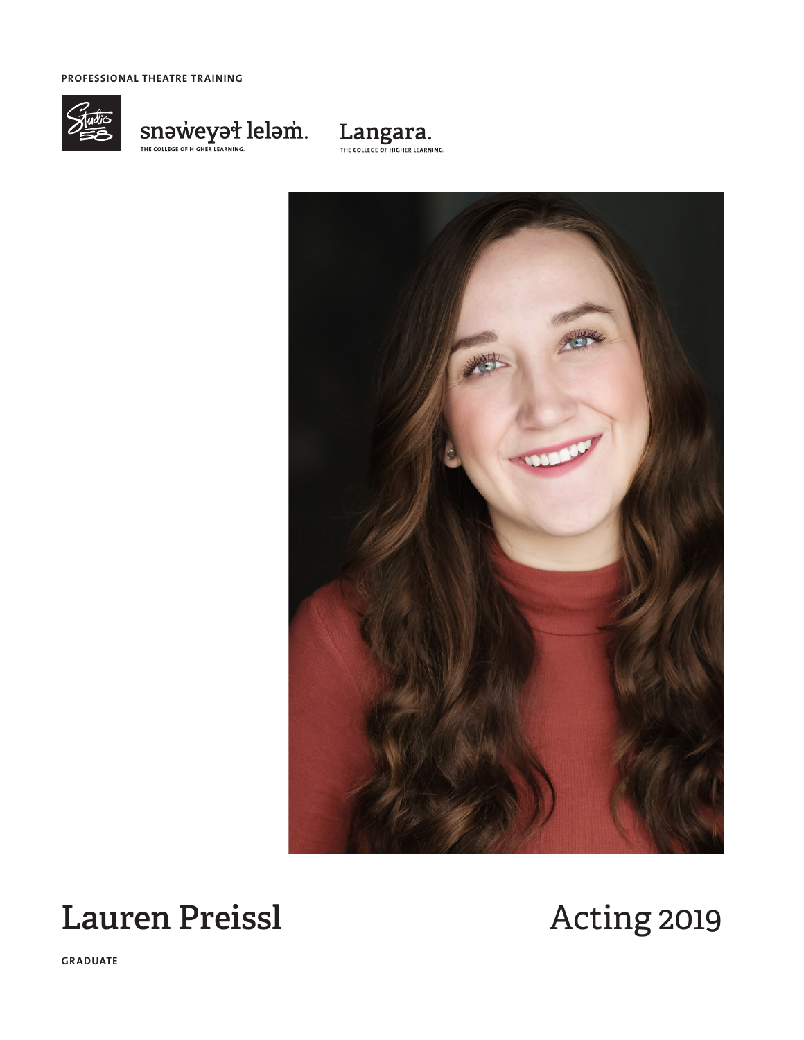PROFESSIONAL THEATRE TRAINING

snəw̓eyəɬ leləm̓.
THE COLLEGE OF HIGHER LEARNING.

Langara.
THE COLLEGE OF HIGHER LEARNING.

# Lauren Preissl

# Acting 2019

GRADUATE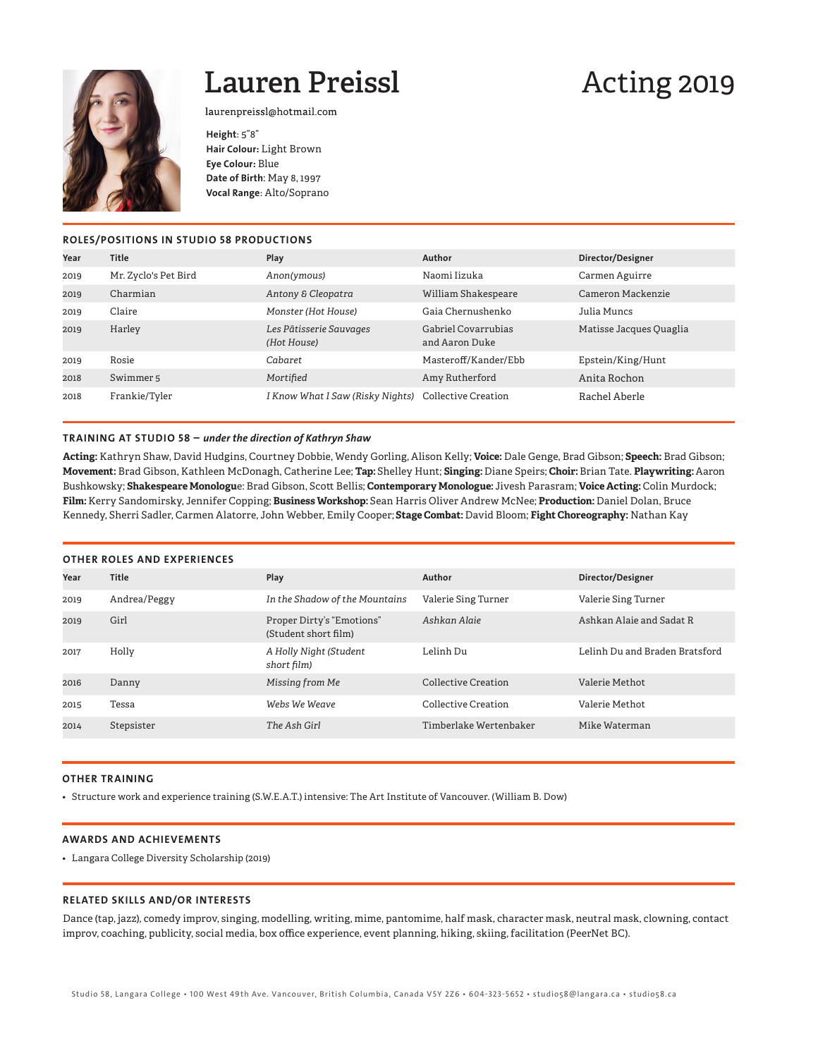# Lauren Preissl

# Acting 2019

laurenpreissl@hotmail.com

**Height**: 5"8"
**Hair Colour:** Light Brown
**Eye Colour:** Blue
**Date of Birth**: May 8, 1997
**Vocal Range**: Alto/Soprano

## ROLES/POSITIONS IN STUDIO 58 PRODUCTIONS

| Year | Title | Play | Author | Director/Designer |
|---|---|---|---|---|
| 2019 | Mr. Zyclo's Pet Bird | *Anon(ymous)* | Naomi Iizuka | Carmen Aguirre |
| 2019 | Charmian | *Antony & Cleopatra* | William Shakespeare | Cameron Mackenzie |
| 2019 | Claire | *Monster (Hot House)* | Gaia Chernushenko | Julia Muncs |
| 2019 | Harley | *Les Pâtisserie Sauvages (Hot House)* | Gabriel Covarrubias and Aaron Duke | Matisse Jacques Quaglia |
| 2019 | Rosie | *Cabaret* | Masteroff/Kander/Ebb | Epstein/King/Hunt |
| 2018 | Swimmer 5 | *Mortified* | Amy Rutherford | Anita Rochon |
| 2018 | Frankie/Tyler | *I Know What I Saw (Risky Nights)* | Collective Creation | Rachel Aberle |

## TRAINING AT STUDIO 58 – *under the direction of Kathryn Shaw*

**Acting:** Kathryn Shaw, David Hudgins, Courtney Dobbie, Wendy Gorling, Alison Kelly; **Voice:** Dale Genge, Brad Gibson; **Speech:** Brad Gibson; **Movement:** Brad Gibson, Kathleen McDonagh, Catherine Lee; **Tap:** Shelley Hunt; **Singing:** Diane Speirs; **Choir:** Brian Tate. **Playwriting:** Aaron Bushkowsky; **Shakespeare Monologue**: Brad Gibson, Scott Bellis; **Contemporary Monologue:** Jivesh Parasram; **Voice Acting:** Colin Murdock; **Film:** Kerry Sandomirsky, Jennifer Copping; **Business Workshop:** Sean Harris Oliver Andrew McNee; **Production:** Daniel Dolan, Bruce Kennedy, Sherri Sadler, Carmen Alatorre, John Webber, Emily Cooper; **Stage Combat:** David Bloom; **Fight Choreography:** Nathan Kay

## OTHER ROLES AND EXPERIENCES

| Year | Title | Play | Author | Director/Designer |
|---|---|---|---|---|
| 2019 | Andrea/Peggy | *In the Shadow of the Mountains* | Valerie Sing Turner | Valerie Sing Turner |
| 2019 | Girl | Proper Dirty's "Emotions" (Student short film) | *Ashkan Alaie* | Ashkan Alaie and Sadat R |
| 2017 | Holly | *A Holly Night (Student short film)* | Lelinh Du | Lelinh Du and Braden Bratsford |
| 2016 | Danny | *Missing from Me* | Collective Creation | Valerie Methot |
| 2015 | Tessa | *Webs We Weave* | Collective Creation | Valerie Methot |
| 2014 | Stepsister | *The Ash Girl* | Timberlake Wertenbaker | Mike Waterman |

## OTHER TRAINING

- Structure work and experience training (S.W.E.A.T.) intensive: The Art Institute of Vancouver. (William B. Dow)

## AWARDS AND ACHIEVEMENTS

- Langara College Diversity Scholarship (2019)

## RELATED SKILLS AND/OR INTERESTS

Dance (tap, jazz), comedy improv, singing, modelling, writing, mime, pantomime, half mask, character mask, neutral mask, clowning, contact improv, coaching, publicity, social media, box office experience, event planning, hiking, skiing, facilitation (PeerNet BC).

Studio 58, Langara College • 100 West 49th Ave. Vancouver, British Columbia, Canada V5Y 2Z6 • 604-323-5652 • studio58@langara.ca • studio58.ca